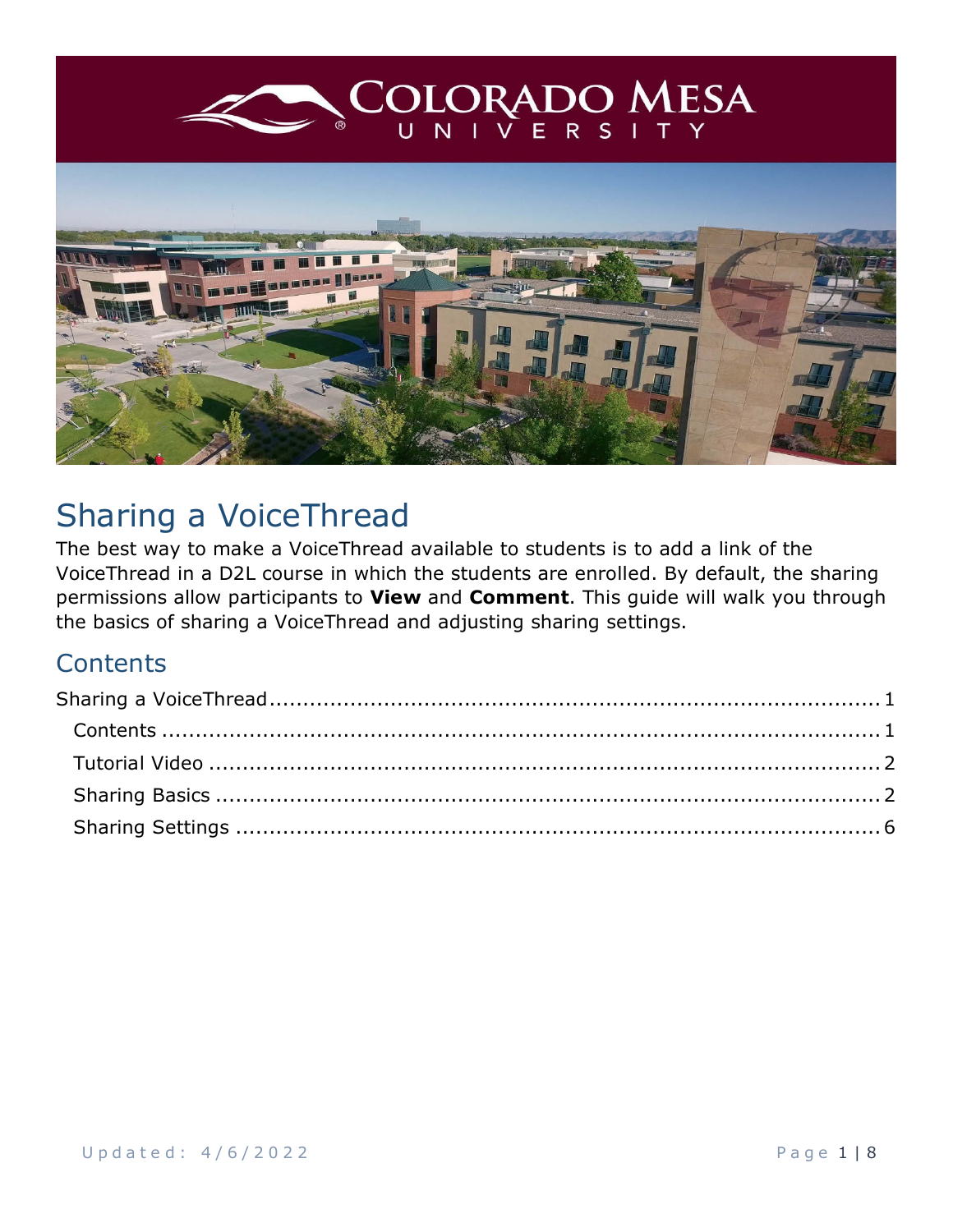# Sharing a VoiceThread

The best way to make a VoiceThread available to students is to add a link of the VoiceThread in a D2L course in which the students are enrolled. By default, the sharing permissions allow participants to **View** and **Comment**. This guide will walk you through the basics of sharing a VoiceThread and adjusting sharing settings.

## Contents

- Sharing a VoiceThread ........ 1
  - Contents ........ 1
  - Tutorial Video ........ 2
  - Sharing Basics ........ 2
  - Sharing Settings ........ 6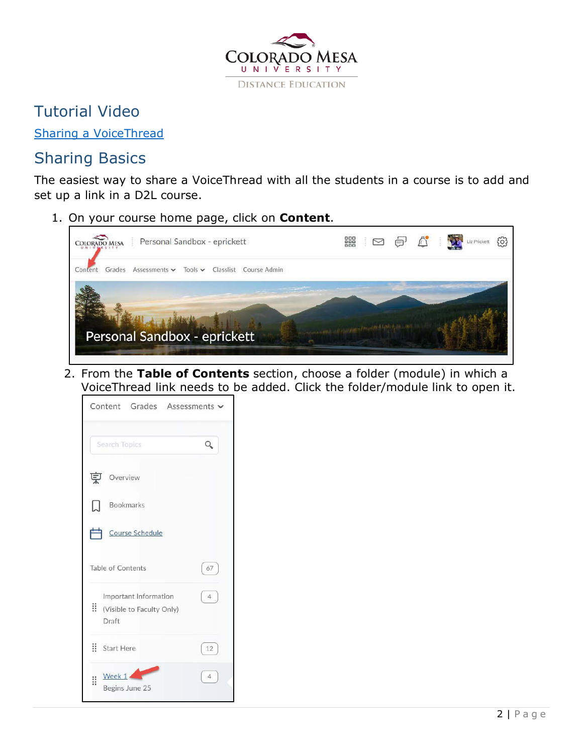## Tutorial Video

[Sharing a VoiceThread]

## Sharing Basics

The easiest way to share a VoiceThread with all the students in a course is to add and set up a link in a D2L course.

1. On your course home page, click on **Content**.
2. From the **Table of Contents** section, choose a folder (module) in which a VoiceThread link needs to be added. Click the folder/module link to open it.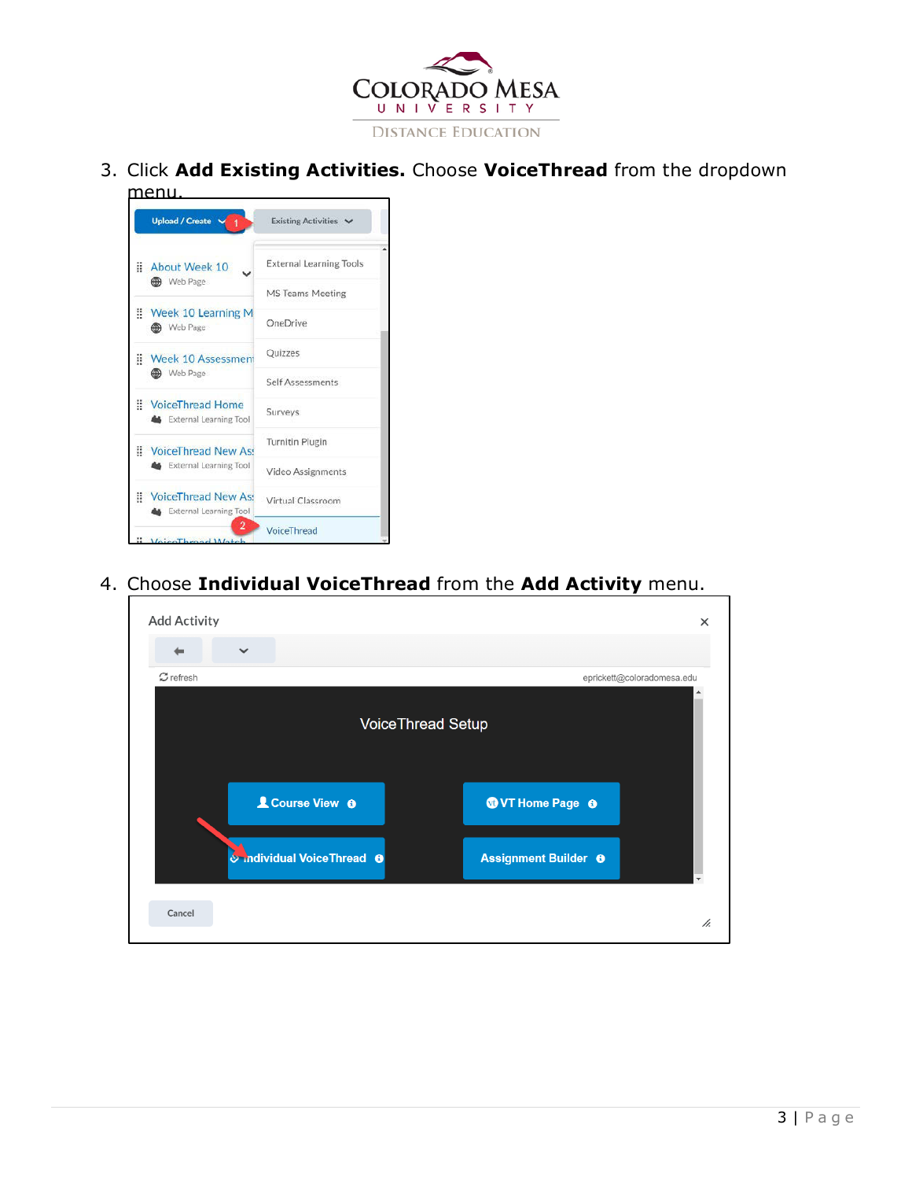3. Click **Add Existing Activities.** Choose **VoiceThread** from the dropdown menu.

4. Choose **Individual VoiceThread** from the **Add Activity** menu.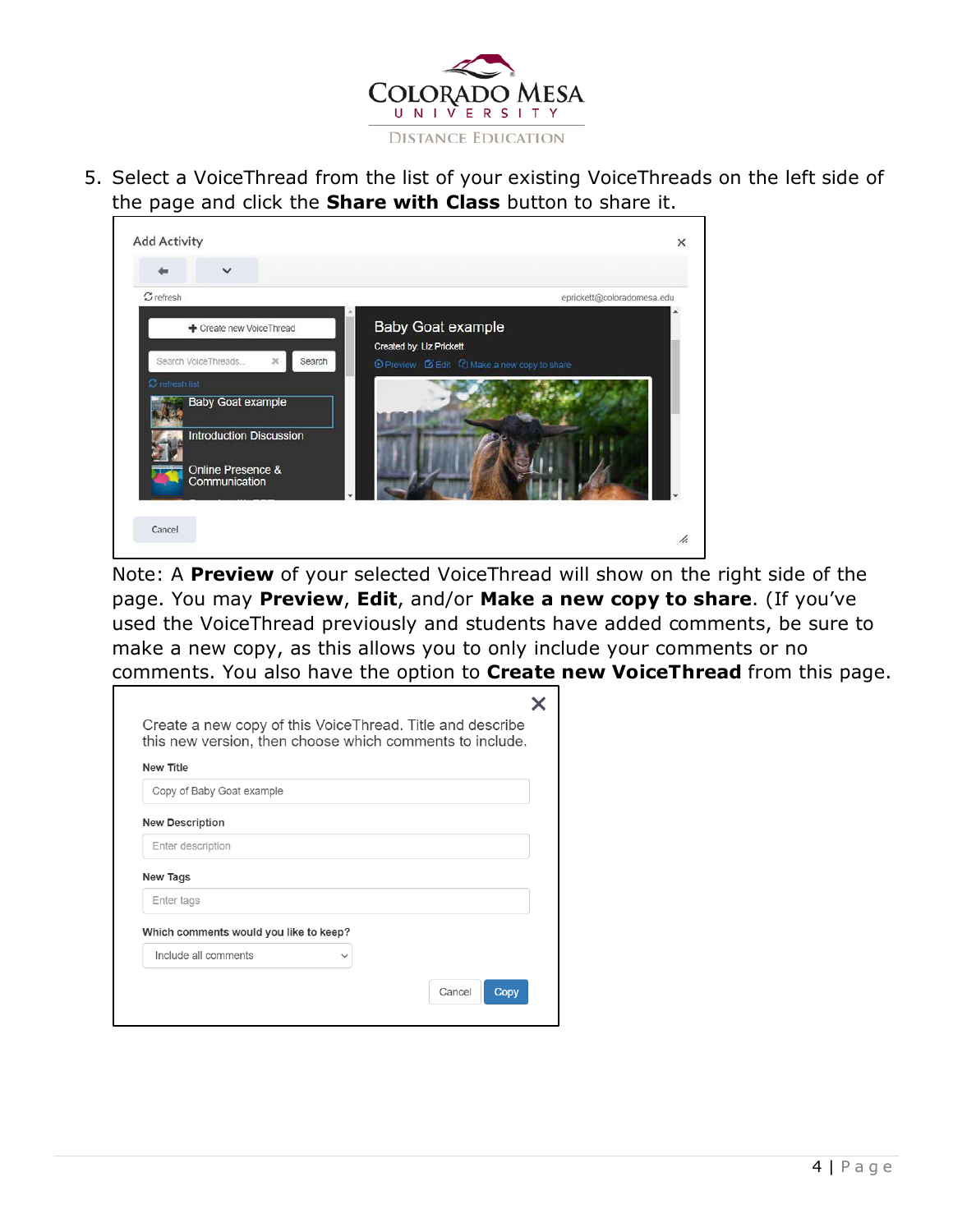5. Select a VoiceThread from the list of your existing VoiceThreads on the left side of the page and click the **Share with Class** button to share it.

   Note: A **Preview** of your selected VoiceThread will show on the right side of the page. You may **Preview**, **Edit**, and/or **Make a new copy to share**. (If you've used the VoiceThread previously and students have added comments, be sure to make a new copy, as this allows you to only include your comments or no comments. You also have the option to **Create new VoiceThread** from this page.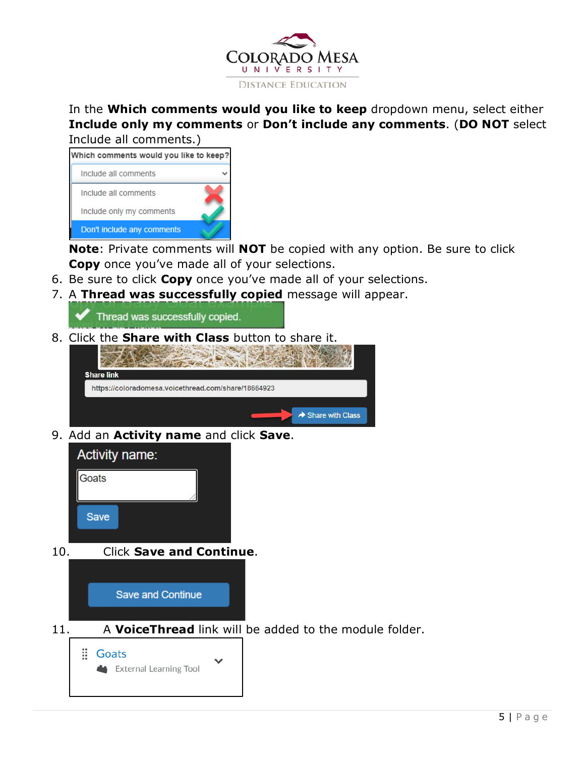In the **Which comments would you like to keep** dropdown menu, select either **Include only my comments** or **Don't include any comments**. (**DO NOT** select Include all comments.)

**Note**: Private comments will **NOT** be copied with any option. Be sure to click **Copy** once you've made all of your selections.

6. Be sure to click **Copy** once you've made all of your selections.
7. A **Thread was successfully copied** message will appear.
8. Click the **Share with Class** button to share it.
9. Add an **Activity name** and click **Save**.
10. Click **Save and Continue**.
11. A **VoiceThread** link will be added to the module folder.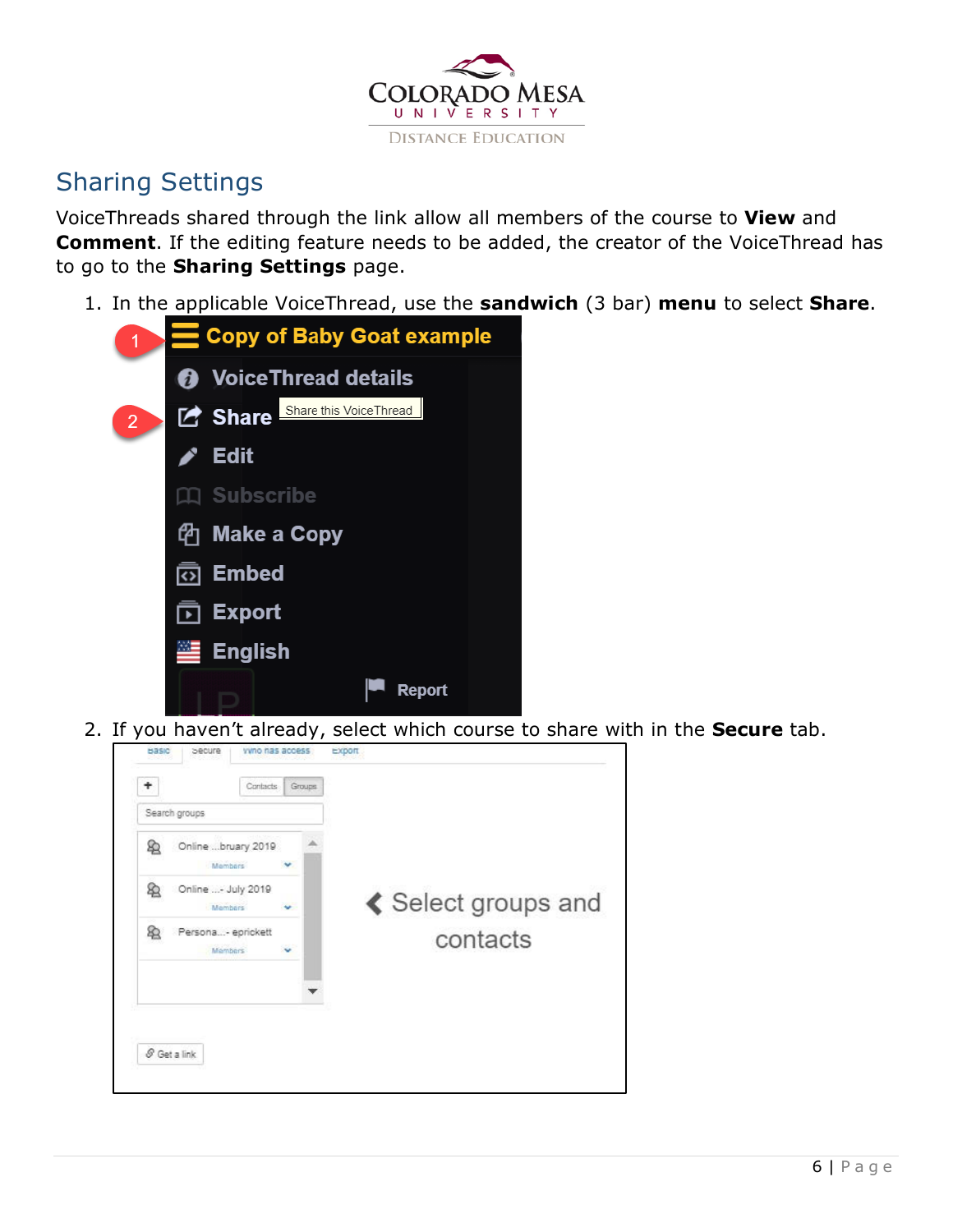## Sharing Settings

VoiceThreads shared through the link allow all members of the course to **View** and **Comment**. If the editing feature needs to be added, the creator of the VoiceThread has to go to the **Sharing Settings** page.

1. In the applicable VoiceThread, use the **sandwich** (3 bar) **menu** to select **Share**.
2. If you haven't already, select which course to share with in the **Secure** tab.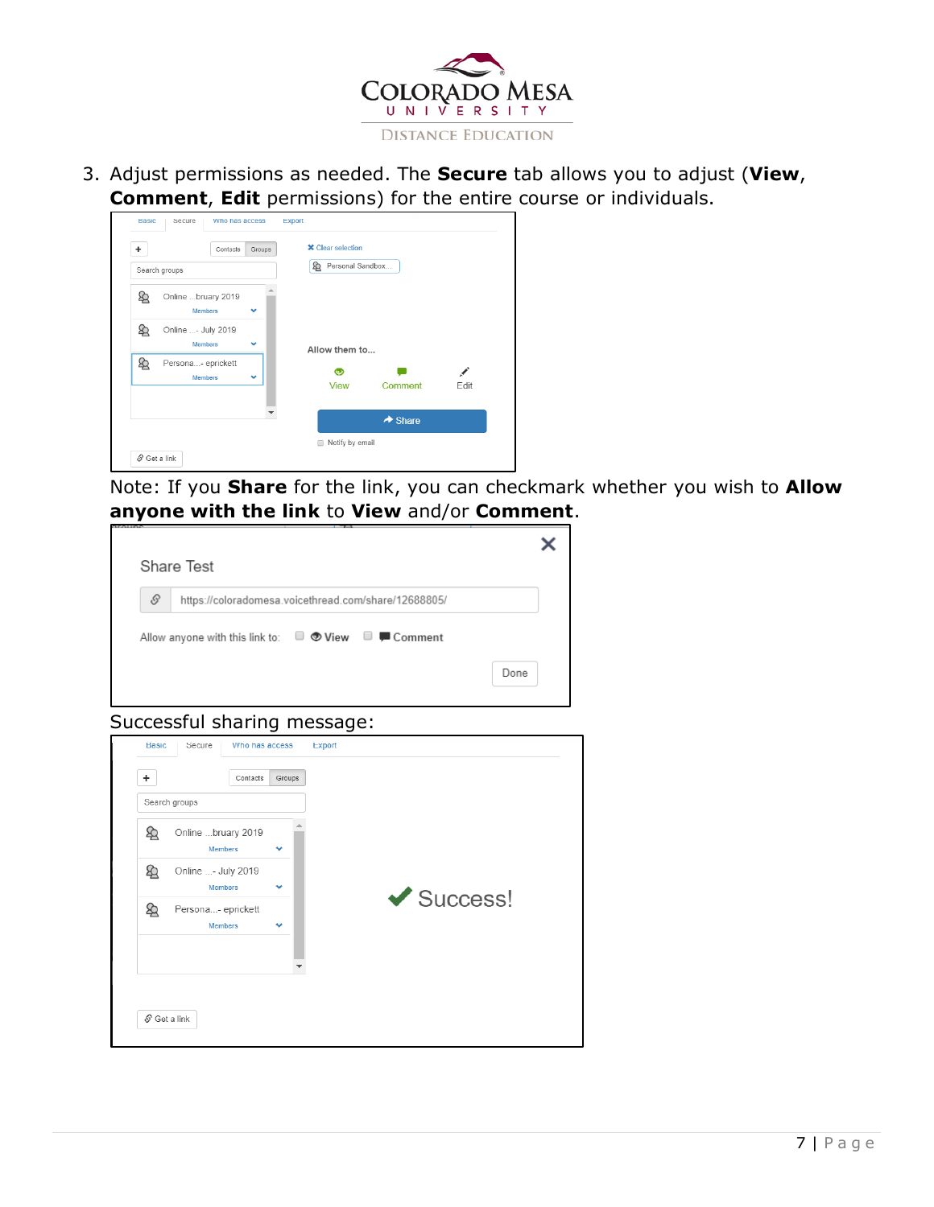3. Adjust permissions as needed. The **Secure** tab allows you to adjust (**View**, **Comment**, **Edit** permissions) for the entire course or individuals.

Note: If you **Share** for the link, you can checkmark whether you wish to **Allow anyone with the link** to **View** and/or **Comment**.

Successful sharing message: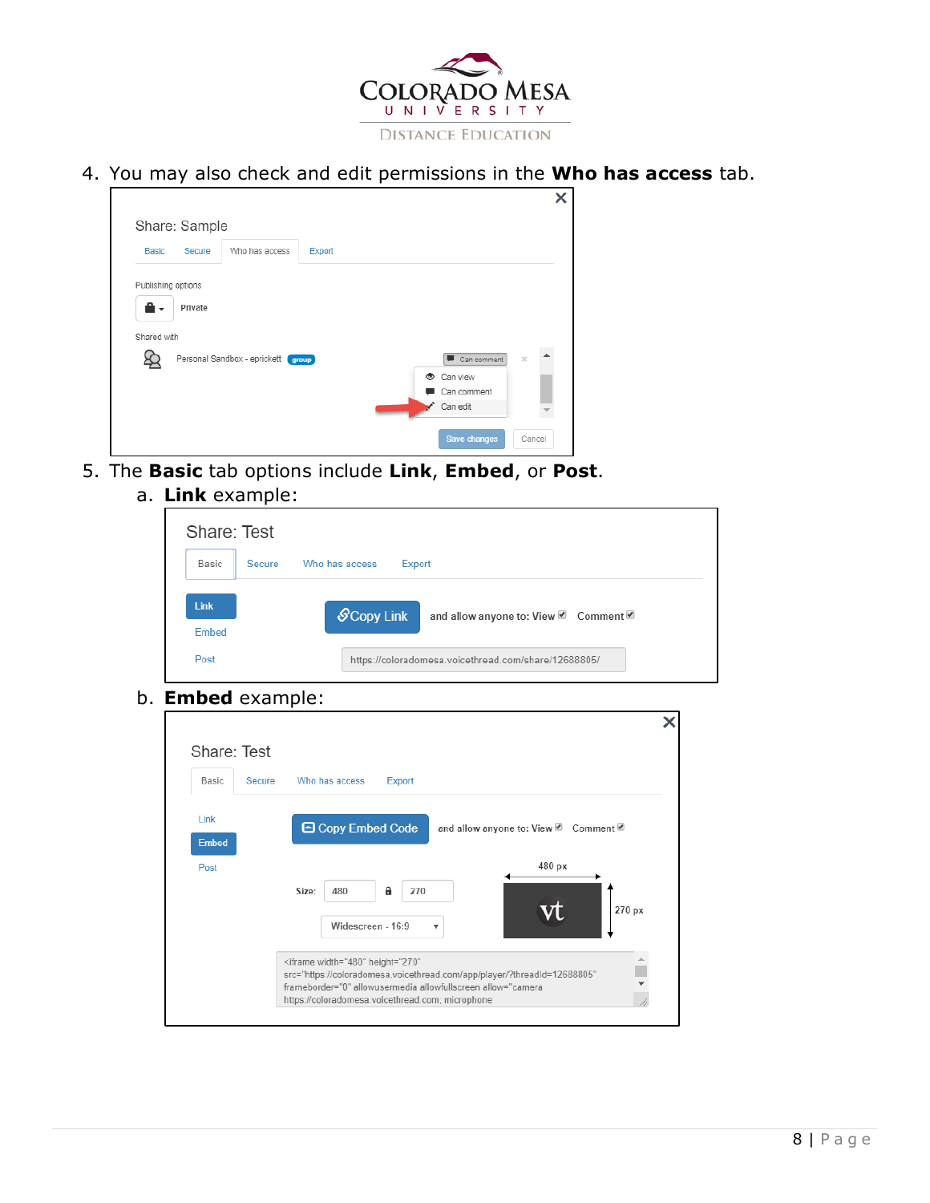4. You may also check and edit permissions in the **Who has access** tab.

5. The **Basic** tab options include **Link**, **Embed**, or **Post**.
   a. **Link** example:

   b. **Embed** example: